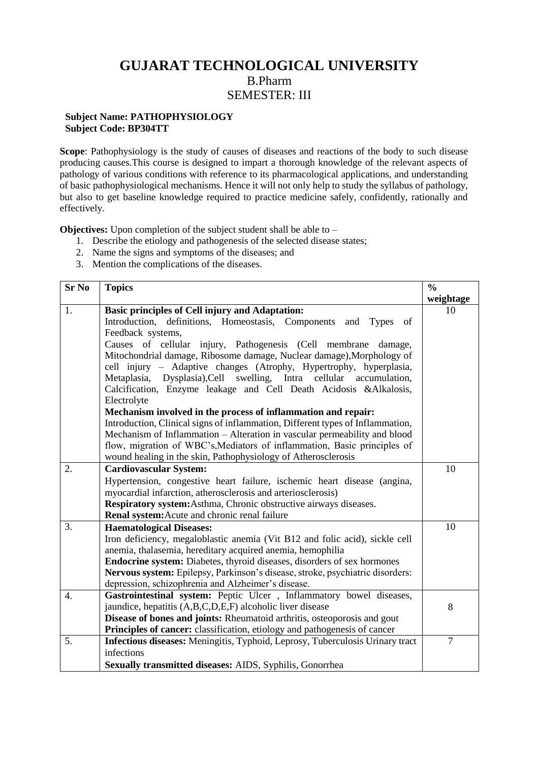# GUJARAT TECHNOLOGICAL UNIVERSITY

## B.Pharm

## SEMESTER: III

**Subject Name: PATHOPHYSIOLOGY**
**Subject Code: BP304TT**

**Scope**: Pathophysiology is the study of causes of diseases and reactions of the body to such disease producing causes.This course is designed to impart a thorough knowledge of the relevant aspects of pathology of various conditions with reference to its pharmacological applications, and understanding of basic pathophysiological mechanisms. Hence it will not only help to study the syllabus of pathology, but also to get baseline knowledge required to practice medicine safely, confidently, rationally and effectively.

**Objectives:** Upon completion of the subject student shall be able to –

1. Describe the etiology and pathogenesis of the selected disease states;
2. Name the signs and symptoms of the diseases; and
3. Mention the complications of the diseases.

| Sr No | Topics | % weightage |
|---|---|---|
| 1. | **Basic principles of Cell injury and Adaptation:** Introduction, definitions, Homeostasis, Components and Types of Feedback systems, Causes of cellular injury, Pathogenesis (Cell membrane damage, Mitochondrial damage, Ribosome damage, Nuclear damage),Morphology of cell injury – Adaptive changes (Atrophy, Hypertrophy, hyperplasia, Metaplasia, Dysplasia),Cell swelling, Intra cellular accumulation, Calcification, Enzyme leakage and Cell Death Acidosis &Alkalosis, Electrolyte<br>**Mechanism involved in the process of inflammation and repair:** Introduction, Clinical signs of inflammation, Different types of Inflammation, Mechanism of Inflammation – Alteration in vascular permeability and blood flow, migration of WBC's,Mediators of inflammation, Basic principles of wound healing in the skin, Pathophysiology of Atherosclerosis | 10 |
| 2. | **Cardiovascular System:** Hypertension, congestive heart failure, ischemic heart disease (angina, myocardial infarction, atherosclerosis and arteriosclerosis)<br>**Respiratory system:**Asthma, Chronic obstructive airways diseases.<br>**Renal system:**Acute and chronic renal failure | 10 |
| 3. | **Haematological Diseases:** Iron deficiency, megaloblastic anemia (Vit B12 and folic acid), sickle cell anemia, thalasemia, hereditary acquired anemia, hemophilia<br>**Endocrine system:** Diabetes, thyroid diseases, disorders of sex hormones<br>**Nervous system:** Epilepsy, Parkinson's disease, stroke, psychiatric disorders: depression, schizophrenia and Alzheimer's disease. | 10 |
| 4. | **Gastrointestinal system:** Peptic Ulcer , Inflammatory bowel diseases, jaundice, hepatitis (A,B,C,D,E,F) alcoholic liver disease<br>**Disease of bones and joints:** Rheumatoid arthritis, osteoporosis and gout<br>**Principles of cancer:** classification, etiology and pathogenesis of cancer | 8 |
| 5. | **Infectious diseases:** Meningitis, Typhoid, Leprosy, Tuberculosis Urinary tract infections<br>**Sexually transmitted diseases:** AIDS, Syphilis, Gonorrhea | 7 |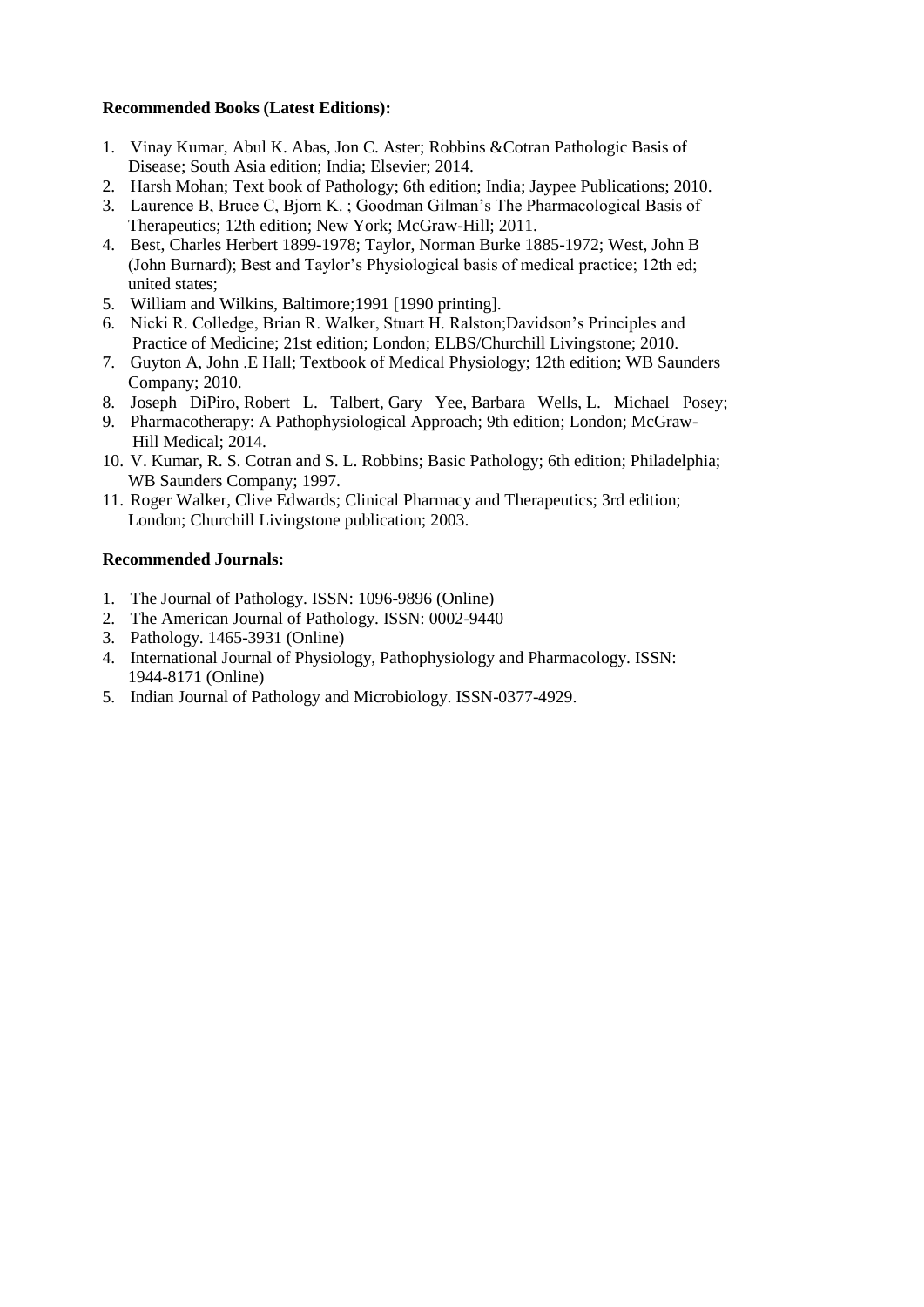**Recommended Books (Latest Editions):**

1. Vinay Kumar, Abul K. Abas, Jon C. Aster; Robbins &Cotran Pathologic Basis of Disease; South Asia edition; India; Elsevier; 2014.
2. Harsh Mohan; Text book of Pathology; 6th edition; India; Jaypee Publications; 2010.
3. Laurence B, Bruce C, Bjorn K. ; Goodman Gilman's The Pharmacological Basis of Therapeutics; 12th edition; New York; McGraw-Hill; 2011.
4. Best, Charles Herbert 1899-1978; Taylor, Norman Burke 1885-1972; West, John B (John Burnard); Best and Taylor's Physiological basis of medical practice; 12th ed; united states;
5. William and Wilkins, Baltimore;1991 [1990 printing].
6. Nicki R. Colledge, Brian R. Walker, Stuart H. Ralston;Davidson's Principles and Practice of Medicine; 21st edition; London; ELBS/Churchill Livingstone; 2010.
7. Guyton A, John .E Hall; Textbook of Medical Physiology; 12th edition; WB Saunders Company; 2010.
8. Joseph DiPiro, Robert L. Talbert, Gary Yee, Barbara Wells, L. Michael Posey;
9. Pharmacotherapy: A Pathophysiological Approach; 9th edition; London; McGraw-Hill Medical; 2014.
10. V. Kumar, R. S. Cotran and S. L. Robbins; Basic Pathology; 6th edition; Philadelphia; WB Saunders Company; 1997.
11. Roger Walker, Clive Edwards; Clinical Pharmacy and Therapeutics; 3rd edition; London; Churchill Livingstone publication; 2003.

**Recommended Journals:**

1. The Journal of Pathology. ISSN: 1096-9896 (Online)
2. The American Journal of Pathology. ISSN: 0002-9440
3. Pathology. 1465-3931 (Online)
4. International Journal of Physiology, Pathophysiology and Pharmacology. ISSN: 1944-8171 (Online)
5. Indian Journal of Pathology and Microbiology. ISSN-0377-4929.